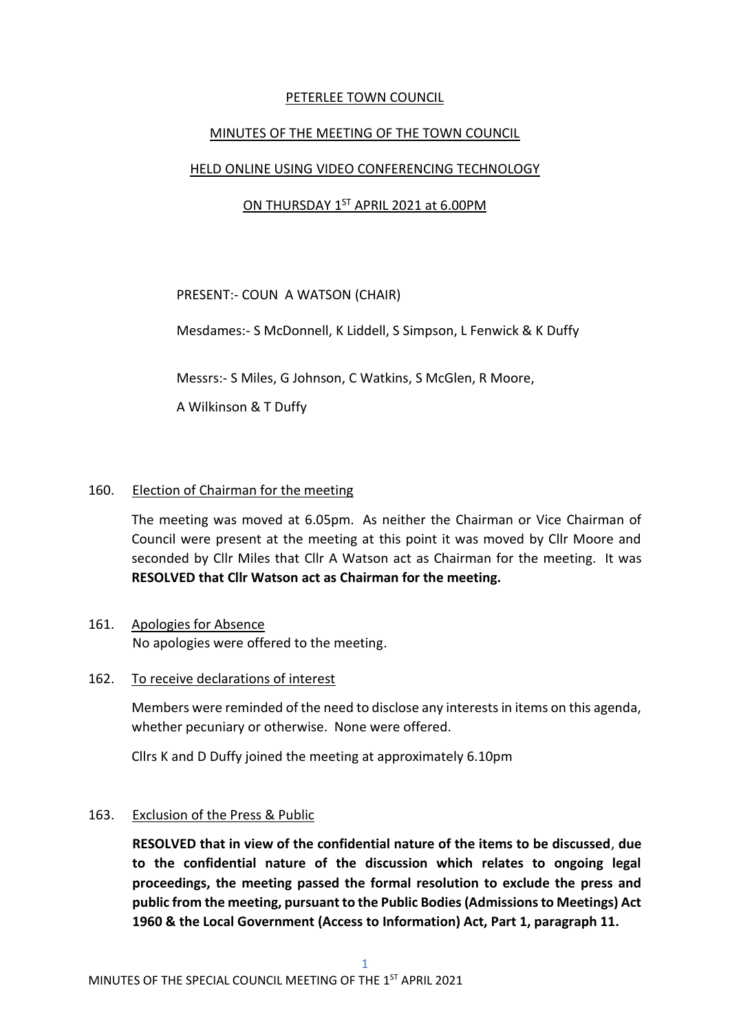# PETERLEE TOWN COUNCIL

## MINUTES OF THE MEETING OF THE TOWN COUNCIL

## HELD ONLINE USING VIDEO CONFERENCING TECHNOLOGY

## ON THURSDAY 1ST APRIL 2021 at 6.00PM

PRESENT:- COUN A WATSON (CHAIR)

Mesdames:- S McDonnell, K Liddell, S Simpson, L Fenwick & K Duffy

Messrs:- S Miles, G Johnson, C Watkins, S McGlen, R Moore,

A Wilkinson & T Duffy

160. Election of Chairman for the meeting

The meeting was moved at 6.05pm. As neither the Chairman or Vice Chairman of Council were present at the meeting at this point it was moved by Cllr Moore and seconded by Cllr Miles that Cllr A Watson act as Chairman for the meeting. It was **RESOLVED that Cllr Watson act as Chairman for the meeting.**

161. Apologies for Absence

No apologies were offered to the meeting.

162. To receive declarations of interest

Members were reminded of the need to disclose any interests in items on this agenda, whether pecuniary or otherwise. None were offered.

Cllrs K and D Duffy joined the meeting at approximately 6.10pm

163. Exclusion of the Press & Public

**RESOLVED that in view of the confidential nature of the items to be discussed**, **due to the confidential nature of the discussion which relates to ongoing legal proceedings, the meeting passed the formal resolution to exclude the press and public from the meeting, pursuant to the Public Bodies (Admissions to Meetings) Act 1960 & the Local Government (Access to Information) Act, Part 1, paragraph 11.**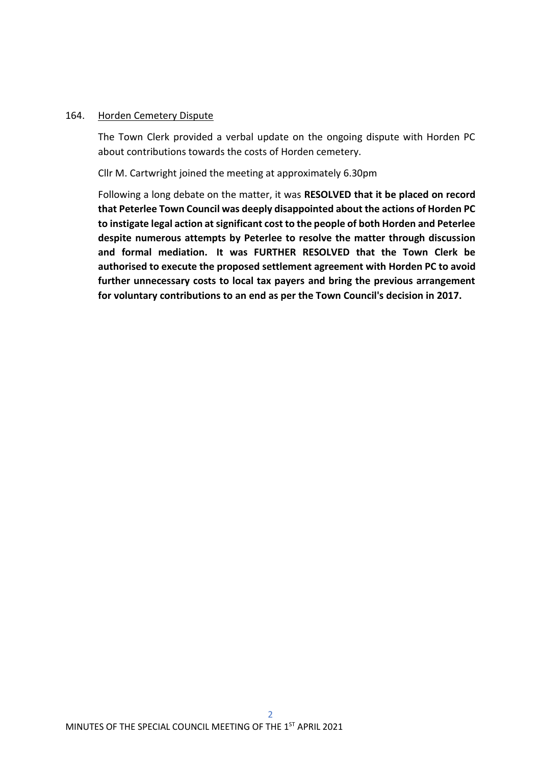164. <u>Horden Cemetery Dispute</u>

The Town Clerk provided a verbal update on the ongoing dispute with Horden PC about contributions towards the costs of Horden cemetery.

Cllr M. Cartwright joined the meeting at approximately 6.30pm

Following a long debate on the matter, it was **RESOLVED that it be placed on record that Peterlee Town Council was deeply disappointed about the actions of Horden PC to instigate legal action at significant cost to the people of both Horden and Peterlee despite numerous attempts by Peterlee to resolve the matter through discussion and formal mediation. It was FURTHER RESOLVED that the Town Clerk be authorised to execute the proposed settlement agreement with Horden PC to avoid further unnecessary costs to local tax payers and bring the previous arrangement for voluntary contributions to an end as per the Town Council's decision in 2017.**